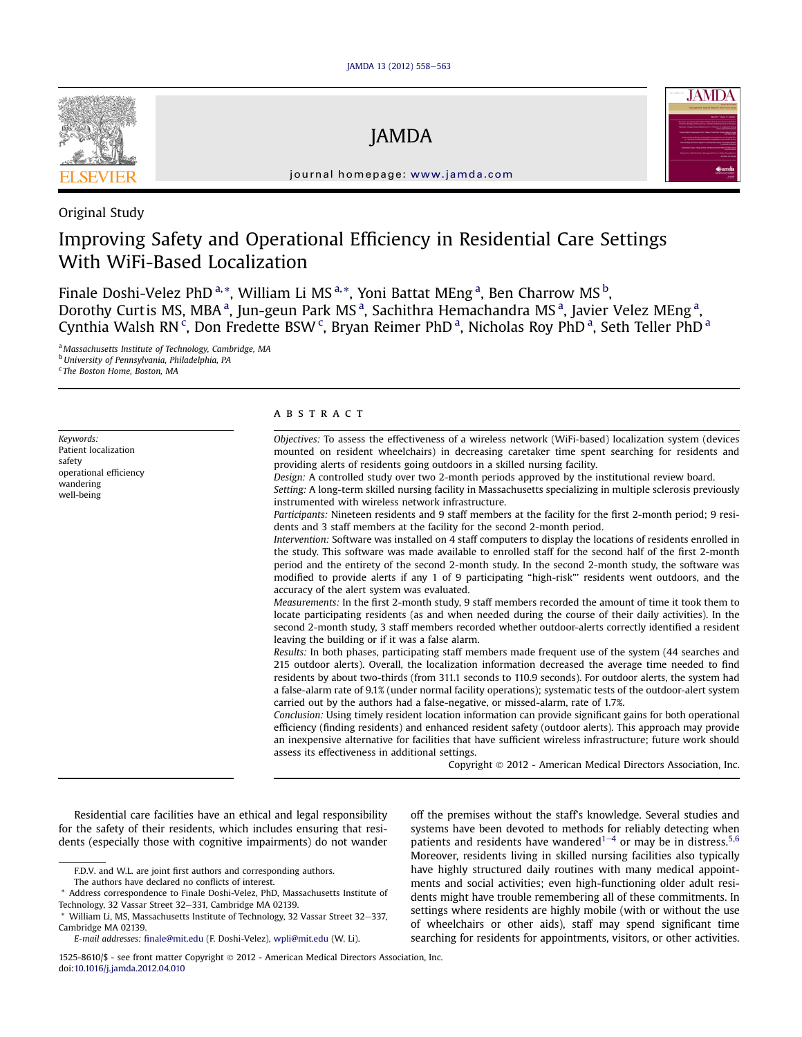Original Study

# Improving Safety and Operational Efficiency in Residential Care Settings With WiFi-Based Localization

Finale Doshi-Velez PhD [a,*], William Li MS [a,*], Yoni Battat MEng [a], Ben Charrow MS [b], Dorothy Curtis MS, MBA [a], Jun-geun Park MS [a], Sachithra Hemachandra MS [a], Javier Velez MEng [a], Cynthia Walsh RN [c], Don Fredette BSW [c], Bryan Reimer PhD [a], Nicholas Roy PhD [a], Seth Teller PhD [a]

[a] Massachusetts Institute of Technology, Cambridge, MA
[b] University of Pennsylvania, Philadelphia, PA
[c] The Boston Home, Boston, MA

Keywords:
Patient localization
safety
operational efficiency
wandering
well-being

## ABSTRACT

*Objectives:* To assess the effectiveness of a wireless network (WiFi-based) localization system (devices mounted on resident wheelchairs) in decreasing caretaker time spent searching for residents and providing alerts of residents going outdoors in a skilled nursing facility.

*Design:* A controlled study over two 2-month periods approved by the institutional review board.

*Setting:* A long-term skilled nursing facility in Massachusetts specializing in multiple sclerosis previously instrumented with wireless network infrastructure.

*Participants:* Nineteen residents and 9 staff members at the facility for the first 2-month period; 9 residents and 3 staff members at the facility for the second 2-month period.

*Intervention:* Software was installed on 4 staff computers to display the locations of residents enrolled in the study. This software was made available to enrolled staff for the second half of the first 2-month period and the entirety of the second 2-month study. In the second 2-month study, the software was modified to provide alerts if any 1 of 9 participating "high-risk"" residents went outdoors, and the accuracy of the alert system was evaluated.

*Measurements:* In the first 2-month study, 9 staff members recorded the amount of time it took them to locate participating residents (as and when needed during the course of their daily activities). In the second 2-month study, 3 staff members recorded whether outdoor-alerts correctly identified a resident leaving the building or if it was a false alarm.

*Results:* In both phases, participating staff members made frequent use of the system (44 searches and 215 outdoor alerts). Overall, the localization information decreased the average time needed to find residents by about two-thirds (from 311.1 seconds to 110.9 seconds). For outdoor alerts, the system had a false-alarm rate of 9.1% (under normal facility operations); systematic tests of the outdoor-alert system carried out by the authors had a false-negative, or missed-alarm, rate of 1.7%.

*Conclusion:* Using timely resident location information can provide significant gains for both operational efficiency (finding residents) and enhanced resident safety (outdoor alerts). This approach may provide an inexpensive alternative for facilities that have sufficient wireless infrastructure; future work should assess its effectiveness in additional settings.

Copyright © 2012 - American Medical Directors Association, Inc.

Residential care facilities have an ethical and legal responsibility for the safety of their residents, which includes ensuring that residents (especially those with cognitive impairments) do not wander off the premises without the staff's knowledge. Several studies and systems have been devoted to methods for reliably detecting when patients and residents have wandered[1–4] or may be in distress.[5,6] Moreover, residents living in skilled nursing facilities also typically have highly structured daily routines with many medical appointments and social activities; even high-functioning older adult residents might have trouble remembering all of these commitments. In settings where residents are highly mobile (with or without the use of wheelchairs or other aids), staff may spend significant time searching for residents for appointments, visitors, or other activities.

F.D.V. and W.L. are joint first authors and corresponding authors.
The authors have declared no conflicts of interest.
* Address correspondence to Finale Doshi-Velez, PhD, Massachusetts Institute of Technology, 32 Vassar Street 32–331, Cambridge MA 02139.
* William Li, MS, Massachusetts Institute of Technology, 32 Vassar Street 32–337, Cambridge MA 02139.
E-mail addresses: finale@mit.edu (F. Doshi-Velez), wpli@mit.edu (W. Li).

1525-8610/$ - see front matter Copyright © 2012 - American Medical Directors Association, Inc.
doi:10.1016/j.jamda.2012.04.010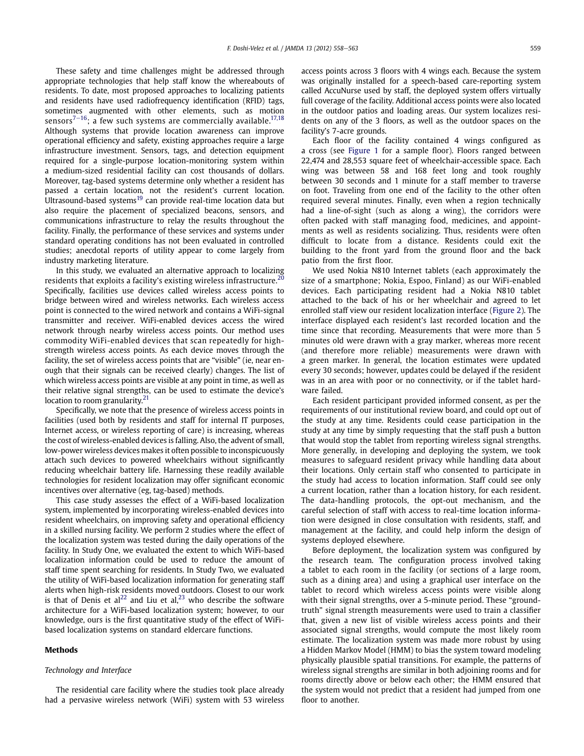These safety and time challenges might be addressed through appropriate technologies that help staff know the whereabouts of residents. To date, most proposed approaches to localizing patients and residents have used radiofrequency identification (RFID) tags, sometimes augmented with other elements, such as motion sensors[7–16]; a few such systems are commercially available.[17,18] Although systems that provide location awareness can improve operational efficiency and safety, existing approaches require a large infrastructure investment. Sensors, tags, and detection equipment required for a single-purpose location-monitoring system within a medium-sized residential facility can cost thousands of dollars. Moreover, tag-based systems determine only whether a resident has passed a certain location, not the resident's current location. Ultrasound-based systems[19] can provide real-time location data but also require the placement of specialized beacons, sensors, and communications infrastructure to relay the results throughout the facility. Finally, the performance of these services and systems under standard operating conditions has not been evaluated in controlled studies; anecdotal reports of utility appear to come largely from industry marketing literature.

In this study, we evaluated an alternative approach to localizing residents that exploits a facility's existing wireless infrastructure.[20] Specifically, facilities use devices called wireless access points to bridge between wired and wireless networks. Each wireless access point is connected to the wired network and contains a WiFi-signal transmitter and receiver. WiFi-enabled devices access the wired network through nearby wireless access points. Our method uses commodity WiFi-enabled devices that scan repeatedly for high-strength wireless access points. As each device moves through the facility, the set of wireless access points that are "visible" (ie, near enough that their signals can be received clearly) changes. The list of which wireless access points are visible at any point in time, as well as their relative signal strengths, can be used to estimate the device's location to room granularity.[21]

Specifically, we note that the presence of wireless access points in facilities (used both by residents and staff for internal IT purposes, Internet access, or wireless reporting of care) is increasing, whereas the cost of wireless-enabled devices is falling. Also, the advent of small, low-power wireless devices makes it often possible to inconspicuously attach such devices to powered wheelchairs without significantly reducing wheelchair battery life. Harnessing these readily available technologies for resident localization may offer significant economic incentives over alternative (eg, tag-based) methods.

This case study assesses the effect of a WiFi-based localization system, implemented by incorporating wireless-enabled devices into resident wheelchairs, on improving safety and operational efficiency in a skilled nursing facility. We perform 2 studies where the effect of the localization system was tested during the daily operations of the facility. In Study One, we evaluated the extent to which WiFi-based localization information could be used to reduce the amount of staff time spent searching for residents. In Study Two, we evaluated the utility of WiFi-based localization information for generating staff alerts when high-risk residents moved outdoors. Closest to our work is that of Denis et al[22] and Liu et al,[23] who describe the software architecture for a WiFi-based localization system; however, to our knowledge, ours is the first quantitative study of the effect of WiFi-based localization systems on standard eldercare functions.

## Methods

### *Technology and Interface*

The residential care facility where the studies took place already had a pervasive wireless network (WiFi) system with 53 wireless access points across 3 floors with 4 wings each. Because the system was originally installed for a speech-based care-reporting system called AccuNurse used by staff, the deployed system offers virtually full coverage of the facility. Additional access points were also located in the outdoor patios and loading areas. Our system localizes residents on any of the 3 floors, as well as the outdoor spaces on the facility's 7-acre grounds.

Each floor of the facility contained 4 wings configured as a cross (see Figure 1 for a sample floor). Floors ranged between 22,474 and 28,553 square feet of wheelchair-accessible space. Each wing was between 58 and 168 feet long and took roughly between 30 seconds and 1 minute for a staff member to traverse on foot. Traveling from one end of the facility to the other often required several minutes. Finally, even when a region technically had a line-of-sight (such as along a wing), the corridors were often packed with staff managing food, medicines, and appointments as well as residents socializing. Thus, residents were often difficult to locate from a distance. Residents could exit the building to the front yard from the ground floor and the back patio from the first floor.

We used Nokia N810 Internet tablets (each approximately the size of a smartphone; Nokia, Espoo, Finland) as our WiFi-enabled devices. Each participating resident had a Nokia N810 tablet attached to the back of his or her wheelchair and agreed to let enrolled staff view our resident localization interface (Figure 2). The interface displayed each resident's last recorded location and the time since that recording. Measurements that were more than 5 minutes old were drawn with a gray marker, whereas more recent (and therefore more reliable) measurements were drawn with a green marker. In general, the location estimates were updated every 30 seconds; however, updates could be delayed if the resident was in an area with poor or no connectivity, or if the tablet hardware failed.

Each resident participant provided informed consent, as per the requirements of our institutional review board, and could opt out of the study at any time. Residents could cease participation in the study at any time by simply requesting that the staff push a button that would stop the tablet from reporting wireless signal strengths. More generally, in developing and deploying the system, we took measures to safeguard resident privacy while handling data about their locations. Only certain staff who consented to participate in the study had access to location information. Staff could see only a current location, rather than a location history, for each resident. The data-handling protocols, the opt-out mechanism, and the careful selection of staff with access to real-time location information were designed in close consultation with residents, staff, and management at the facility, and could help inform the design of systems deployed elsewhere.

Before deployment, the localization system was configured by the research team. The configuration process involved taking a tablet to each room in the facility (or sections of a large room, such as a dining area) and using a graphical user interface on the tablet to record which wireless access points were visible along with their signal strengths, over a 5-minute period. These "ground-truth" signal strength measurements were used to train a classifier that, given a new list of visible wireless access points and their associated signal strengths, would compute the most likely room estimate. The localization system was made more robust by using a Hidden Markov Model (HMM) to bias the system toward modeling physically plausible spatial transitions. For example, the patterns of wireless signal strengths are similar in both adjoining rooms and for rooms directly above or below each other; the HMM ensured that the system would not predict that a resident had jumped from one floor to another.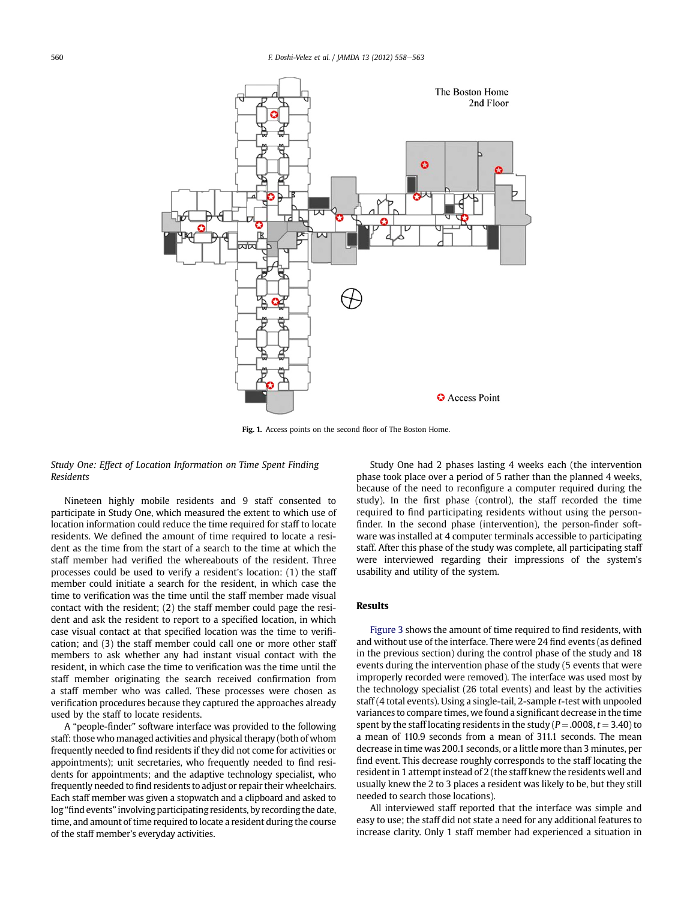Fig. 1. Access points on the second floor of The Boston Home.

### *Study One: Effect of Location Information on Time Spent Finding Residents*

Nineteen highly mobile residents and 9 staff consented to participate in Study One, which measured the extent to which use of location information could reduce the time required for staff to locate residents. We defined the amount of time required to locate a resident as the time from the start of a search to the time at which the staff member had verified the whereabouts of the resident. Three processes could be used to verify a resident's location: (1) the staff member could initiate a search for the resident, in which case the time to verification was the time until the staff member made visual contact with the resident; (2) the staff member could page the resident and ask the resident to report to a specified location, in which case visual contact at that specified location was the time to verification; and (3) the staff member could call one or more other staff members to ask whether any had instant visual contact with the resident, in which case the time to verification was the time until the staff member originating the search received confirmation from a staff member who was called. These processes were chosen as verification procedures because they captured the approaches already used by the staff to locate residents.

A "people-finder" software interface was provided to the following staff: those who managed activities and physical therapy (both of whom frequently needed to find residents if they did not come for activities or appointments); unit secretaries, who frequently needed to find residents for appointments; and the adaptive technology specialist, who frequently needed to find residents to adjust or repair their wheelchairs. Each staff member was given a stopwatch and a clipboard and asked to log "find events" involving participating residents, by recording the date, time, and amount of time required to locate a resident during the course of the staff member's everyday activities.

Study One had 2 phases lasting 4 weeks each (the intervention phase took place over a period of 5 rather than the planned 4 weeks, because of the need to reconfigure a computer required during the study). In the first phase (control), the staff recorded the time required to find participating residents without using the person-finder. In the second phase (intervention), the person-finder software was installed at 4 computer terminals accessible to participating staff. After this phase of the study was complete, all participating staff were interviewed regarding their impressions of the system's usability and utility of the system.

## Results

Figure 3 shows the amount of time required to find residents, with and without use of the interface. There were 24 find events (as defined in the previous section) during the control phase of the study and 18 events during the intervention phase of the study (5 events that were improperly recorded were removed). The interface was used most by the technology specialist (26 total events) and least by the activities staff (4 total events). Using a single-tail, 2-sample *t*-test with unpooled variances to compare times, we found a significant decrease in the time spent by the staff locating residents in the study ($P = .0008$, $t = 3.40$) to a mean of 110.9 seconds from a mean of 311.1 seconds. The mean decrease in time was 200.1 seconds, or a little more than 3 minutes, per find event. This decrease roughly corresponds to the staff locating the resident in 1 attempt instead of 2 (the staff knew the residents well and usually knew the 2 to 3 places a resident was likely to be, but they still needed to search those locations).

All interviewed staff reported that the interface was simple and easy to use; the staff did not state a need for any additional features to increase clarity. Only 1 staff member had experienced a situation in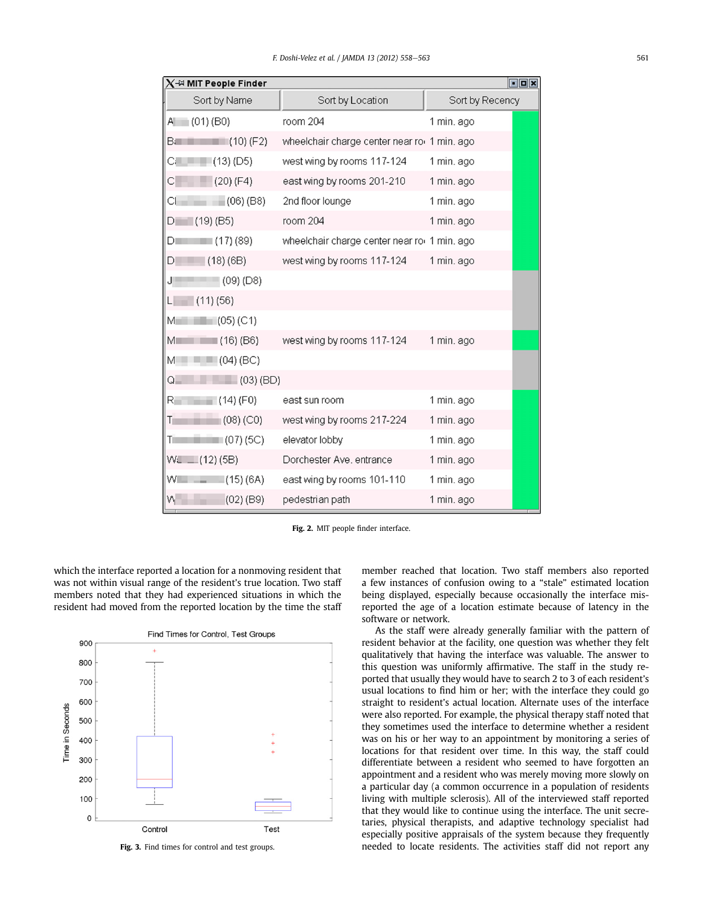Fig. 2. MIT people finder interface.

which the interface reported a location for a nonmoving resident that was not within visual range of the resident's true location. Two staff members noted that they had experienced situations in which the resident had moved from the reported location by the time the staff member reached that location. Two staff members also reported a few instances of confusion owing to a "stale" estimated location being displayed, especially because occasionally the interface misreported the age of a location estimate because of latency in the software or network.

Fig. 3. Find times for control and test groups.

As the staff were already generally familiar with the pattern of resident behavior at the facility, one question was whether they felt qualitatively that having the interface was valuable. The answer to this question was uniformly affirmative. The staff in the study reported that usually they would have to search 2 to 3 of each resident's usual locations to find him or her; with the interface they could go straight to resident's actual location. Alternate uses of the interface were also reported. For example, the physical therapy staff noted that they sometimes used the interface to determine whether a resident was on his or her way to an appointment by monitoring a series of locations for that resident over time. In this way, the staff could differentiate between a resident who seemed to have forgotten an appointment and a resident who was merely moving more slowly on a particular day (a common occurrence in a population of residents living with multiple sclerosis). All of the interviewed staff reported that they would like to continue using the interface. The unit secretaries, physical therapists, and adaptive technology specialist had especially positive appraisals of the system because they frequently needed to locate residents. The activities staff did not report any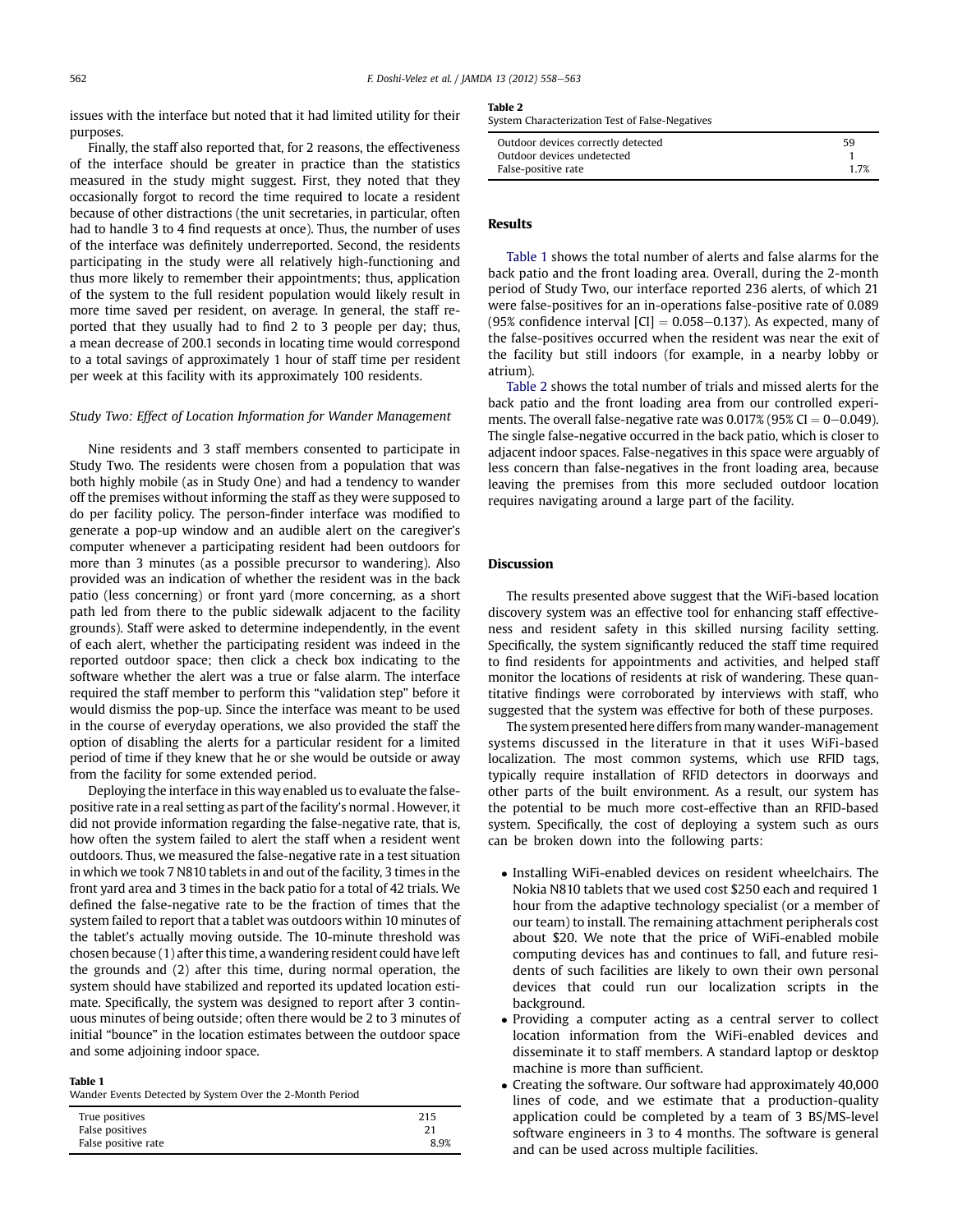issues with the interface but noted that it had limited utility for their purposes.

Finally, the staff also reported that, for 2 reasons, the effectiveness of the interface should be greater in practice than the statistics measured in the study might suggest. First, they noted that they occasionally forgot to record the time required to locate a resident because of other distractions (the unit secretaries, in particular, often had to handle 3 to 4 find requests at once). Thus, the number of uses of the interface was definitely underreported. Second, the residents participating in the study were all relatively high-functioning and thus more likely to remember their appointments; thus, application of the system to the full resident population would likely result in more time saved per resident, on average. In general, the staff reported that they usually had to find 2 to 3 people per day; thus, a mean decrease of 200.1 seconds in locating time would correspond to a total savings of approximately 1 hour of staff time per resident per week at this facility with its approximately 100 residents.

### *Study Two: Effect of Location Information for Wander Management*

Nine residents and 3 staff members consented to participate in Study Two. The residents were chosen from a population that was both highly mobile (as in Study One) and had a tendency to wander off the premises without informing the staff as they were supposed to do per facility policy. The person-finder interface was modified to generate a pop-up window and an audible alert on the caregiver's computer whenever a participating resident had been outdoors for more than 3 minutes (as a possible precursor to wandering). Also provided was an indication of whether the resident was in the back patio (less concerning) or front yard (more concerning, as a short path led from there to the public sidewalk adjacent to the facility grounds). Staff were asked to determine independently, in the event of each alert, whether the participating resident was indeed in the reported outdoor space; then click a check box indicating to the software whether the alert was a true or false alarm. The interface required the staff member to perform this "validation step" before it would dismiss the pop-up. Since the interface was meant to be used in the course of everyday operations, we also provided the staff the option of disabling the alerts for a particular resident for a limited period of time if they knew that he or she would be outside or away from the facility for some extended period.

Deploying the interface in this way enabled us to evaluate the false-positive rate in a real setting as part of the facility's normal . However, it did not provide information regarding the false-negative rate, that is, how often the system failed to alert the staff when a resident went outdoors. Thus, we measured the false-negative rate in a test situation in which we took 7 N810 tablets in and out of the facility, 3 times in the front yard area and 3 times in the back patio for a total of 42 trials. We defined the false-negative rate to be the fraction of times that the system failed to report that a tablet was outdoors within 10 minutes of the tablet's actually moving outside. The 10-minute threshold was chosen because (1) after this time, a wandering resident could have left the grounds and (2) after this time, during normal operation, the system should have stabilized and reported its updated location estimate. Specifically, the system was designed to report after 3 continuous minutes of being outside; often there would be 2 to 3 minutes of initial "bounce" in the location estimates between the outdoor space and some adjoining indoor space.

**Table 1**
Wander Events Detected by System Over the 2-Month Period

| | |
|---|---|
| True positives | 215 |
| False positives | 21 |
| False positive rate | 8.9% |

**Table 2**
System Characterization Test of False-Negatives

| | |
|---|---|
| Outdoor devices correctly detected | 59 |
| Outdoor devices undetected | 1 |
| False-positive rate | 1.7% |

## Results

Table 1 shows the total number of alerts and false alarms for the back patio and the front loading area. Overall, during the 2-month period of Study Two, our interface reported 236 alerts, of which 21 were false-positives for an in-operations false-positive rate of 0.089 (95% confidence interval [CI] = 0.058−0.137). As expected, many of the false-positives occurred when the resident was near the exit of the facility but still indoors (for example, in a nearby lobby or atrium).

Table 2 shows the total number of trials and missed alerts for the back patio and the front loading area from our controlled experiments. The overall false-negative rate was 0.017% (95% CI = 0−0.049). The single false-negative occurred in the back patio, which is closer to adjacent indoor spaces. False-negatives in this space were arguably of less concern than false-negatives in the front loading area, because leaving the premises from this more secluded outdoor location requires navigating around a large part of the facility.

## Discussion

The results presented above suggest that the WiFi-based location discovery system was an effective tool for enhancing staff effectiveness and resident safety in this skilled nursing facility setting. Specifically, the system significantly reduced the staff time required to find residents for appointments and activities, and helped staff monitor the locations of residents at risk of wandering. These quantitative findings were corroborated by interviews with staff, who suggested that the system was effective for both of these purposes.

The system presented here differs from many wander-management systems discussed in the literature in that it uses WiFi-based localization. The most common systems, which use RFID tags, typically require installation of RFID detectors in doorways and other parts of the built environment. As a result, our system has the potential to be much more cost-effective than an RFID-based system. Specifically, the cost of deploying a system such as ours can be broken down into the following parts:

- Installing WiFi-enabled devices on resident wheelchairs. The Nokia N810 tablets that we used cost $250 each and required 1 hour from the adaptive technology specialist (or a member of our team) to install. The remaining attachment peripherals cost about $20. We note that the price of WiFi-enabled mobile computing devices has and continues to fall, and future residents of such facilities are likely to own their own personal devices that could run our localization scripts in the background.
- Providing a computer acting as a central server to collect location information from the WiFi-enabled devices and disseminate it to staff members. A standard laptop or desktop machine is more than sufficient.
- Creating the software. Our software had approximately 40,000 lines of code, and we estimate that a production-quality application could be completed by a team of 3 BS/MS-level software engineers in 3 to 4 months. The software is general and can be used across multiple facilities.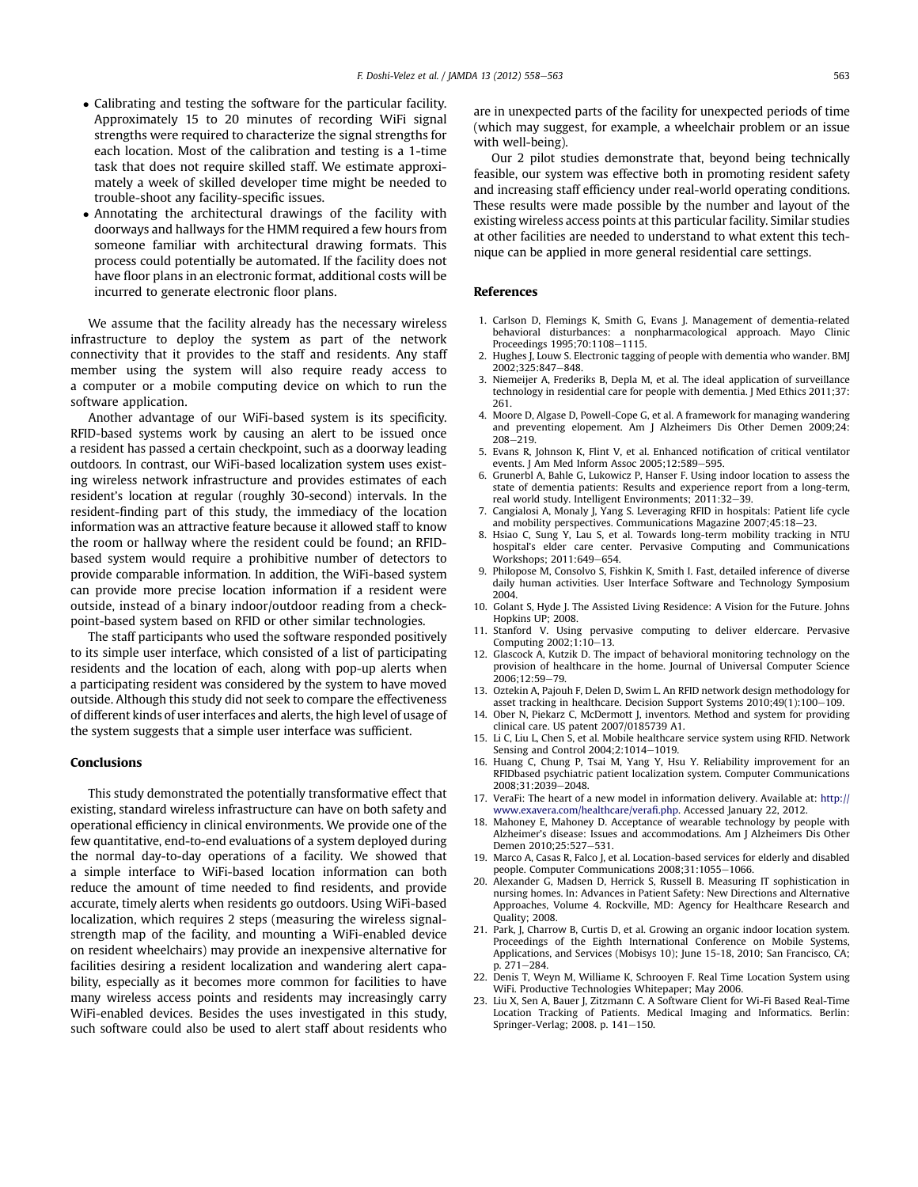- Calibrating and testing the software for the particular facility. Approximately 15 to 20 minutes of recording WiFi signal strengths were required to characterize the signal strengths for each location. Most of the calibration and testing is a 1-time task that does not require skilled staff. We estimate approximately a week of skilled developer time might be needed to trouble-shoot any facility-specific issues.
- Annotating the architectural drawings of the facility with doorways and hallways for the HMM required a few hours from someone familiar with architectural drawing formats. This process could potentially be automated. If the facility does not have floor plans in an electronic format, additional costs will be incurred to generate electronic floor plans.

We assume that the facility already has the necessary wireless infrastructure to deploy the system as part of the network connectivity that it provides to the staff and residents. Any staff member using the system will also require ready access to a computer or a mobile computing device on which to run the software application.

Another advantage of our WiFi-based system is its specificity. RFID-based systems work by causing an alert to be issued once a resident has passed a certain checkpoint, such as a doorway leading outdoors. In contrast, our WiFi-based localization system uses existing wireless network infrastructure and provides estimates of each resident's location at regular (roughly 30-second) intervals. In the resident-finding part of this study, the immediacy of the location information was an attractive feature because it allowed staff to know the room or hallway where the resident could be found; an RFID-based system would require a prohibitive number of detectors to provide comparable information. In addition, the WiFi-based system can provide more precise location information if a resident were outside, instead of a binary indoor/outdoor reading from a checkpoint-based system based on RFID or other similar technologies.

The staff participants who used the software responded positively to its simple user interface, which consisted of a list of participating residents and the location of each, along with pop-up alerts when a participating resident was considered by the system to have moved outside. Although this study did not seek to compare the effectiveness of different kinds of user interfaces and alerts, the high level of usage of the system suggests that a simple user interface was sufficient.

## Conclusions

This study demonstrated the potentially transformative effect that existing, standard wireless infrastructure can have on both safety and operational efficiency in clinical environments. We provide one of the few quantitative, end-to-end evaluations of a system deployed during the normal day-to-day operations of a facility. We showed that a simple interface to WiFi-based location information can both reduce the amount of time needed to find residents, and provide accurate, timely alerts when residents go outdoors. Using WiFi-based localization, which requires 2 steps (measuring the wireless signal-strength map of the facility, and mounting a WiFi-enabled device on resident wheelchairs) may provide an inexpensive alternative for facilities desiring a resident localization and wandering alert capability, especially as it becomes more common for facilities to have many wireless access points and residents may increasingly carry WiFi-enabled devices. Besides the uses investigated in this study, such software could also be used to alert staff about residents who are in unexpected parts of the facility for unexpected periods of time (which may suggest, for example, a wheelchair problem or an issue with well-being).

Our 2 pilot studies demonstrate that, beyond being technically feasible, our system was effective both in promoting resident safety and increasing staff efficiency under real-world operating conditions. These results were made possible by the number and layout of the existing wireless access points at this particular facility. Similar studies at other facilities are needed to understand to what extent this technique can be applied in more general residential care settings.

## References

1. Carlson D, Flemings K, Smith G, Evans J. Management of dementia-related behavioral disturbances: a nonpharmacological approach. Mayo Clinic Proceedings 1995;70:1108–1115.
2. Hughes J, Louw S. Electronic tagging of people with dementia who wander. BMJ 2002;325:847–848.
3. Niemeijer A, Frederiks B, Depla M, et al. The ideal application of surveillance technology in residential care for people with dementia. J Med Ethics 2011;37:261.
4. Moore D, Algase D, Powell-Cope G, et al. A framework for managing wandering and preventing elopement. Am J Alzheimers Dis Other Demen 2009;24:208–219.
5. Evans R, Johnson K, Flint V, et al. Enhanced notification of critical ventilator events. J Am Med Inform Assoc 2005;12:589–595.
6. Grunerbl A, Bahle G, Lukowicz P, Hanser F. Using indoor location to assess the state of dementia patients: Results and experience report from a long-term, real world study. Intelligent Environments; 2011:32–39.
7. Cangialosi A, Monaly J, Yang S. Leveraging RFID in hospitals: Patient life cycle and mobility perspectives. Communications Magazine 2007;45:18–23.
8. Hsiao C, Sung Y, Lau S, et al. Towards long-term mobility tracking in NTU hospital's elder care center. Pervasive Computing and Communications Workshops; 2011:649–654.
9. Philopose M, Consolvo S, Fishkin K, Smith I. Fast, detailed inference of diverse daily human activities. User Interface Software and Technology Symposium 2004.
10. Golant S, Hyde J. The Assisted Living Residence: A Vision for the Future. Johns Hopkins UP; 2008.
11. Stanford V. Using pervasive computing to deliver eldercare. Pervasive Computing 2002;1:10–13.
12. Glascock A, Kutzik D. The impact of behavioral monitoring technology on the provision of healthcare in the home. Journal of Universal Computer Science 2006;12:59–79.
13. Oztekin A, Pajouh F, Delen D, Swim L. An RFID network design methodology for asset tracking in healthcare. Decision Support Systems 2010;49(1):100–109.
14. Ober N, Piekarz C, McDermott J, inventors. Method and system for providing clinical care. US patent 2007/0185739 A1.
15. Li C, Liu L, Chen S, et al. Mobile healthcare service system using RFID. Network Sensing and Control 2004;2:1014–1019.
16. Huang C, Chung P, Tsai M, Yang Y, Hsu Y. Reliability improvement for an RFIDbased psychiatric patient localization system. Computer Communications 2008;31:2039–2048.
17. VeraFi: The heart of a new model in information delivery. Available at: http://www.exavera.com/healthcare/verafi.php. Accessed January 22, 2012.
18. Mahoney E, Mahoney D. Acceptance of wearable technology by people with Alzheimer's disease: Issues and accommodations. Am J Alzheimers Dis Other Demen 2010;25:527–531.
19. Marco A, Casas R, Falco J, et al. Location-based services for elderly and disabled people. Computer Communications 2008;31:1055–1066.
20. Alexander G, Madsen D, Herrick S, Russell B. Measuring IT sophistication in nursing homes. In: Advances in Patient Safety: New Directions and Alternative Approaches, Volume 4. Rockville, MD: Agency for Healthcare Research and Quality; 2008.
21. Park, J, Charrow B, Curtis D, et al. Growing an organic indoor location system. Proceedings of the Eighth International Conference on Mobile Systems, Applications, and Services (Mobisys 10); June 15-18, 2010; San Francisco, CA; p. 271–284.
22. Denis T, Weyn M, Williame K, Schrooyen F. Real Time Location System using WiFi. Productive Technologies Whitepaper; May 2006.
23. Liu X, Sen A, Bauer J, Zitzmann C. A Software Client for Wi-Fi Based Real-Time Location Tracking of Patients. Medical Imaging and Informatics. Berlin: Springer-Verlag; 2008. p. 141–150.